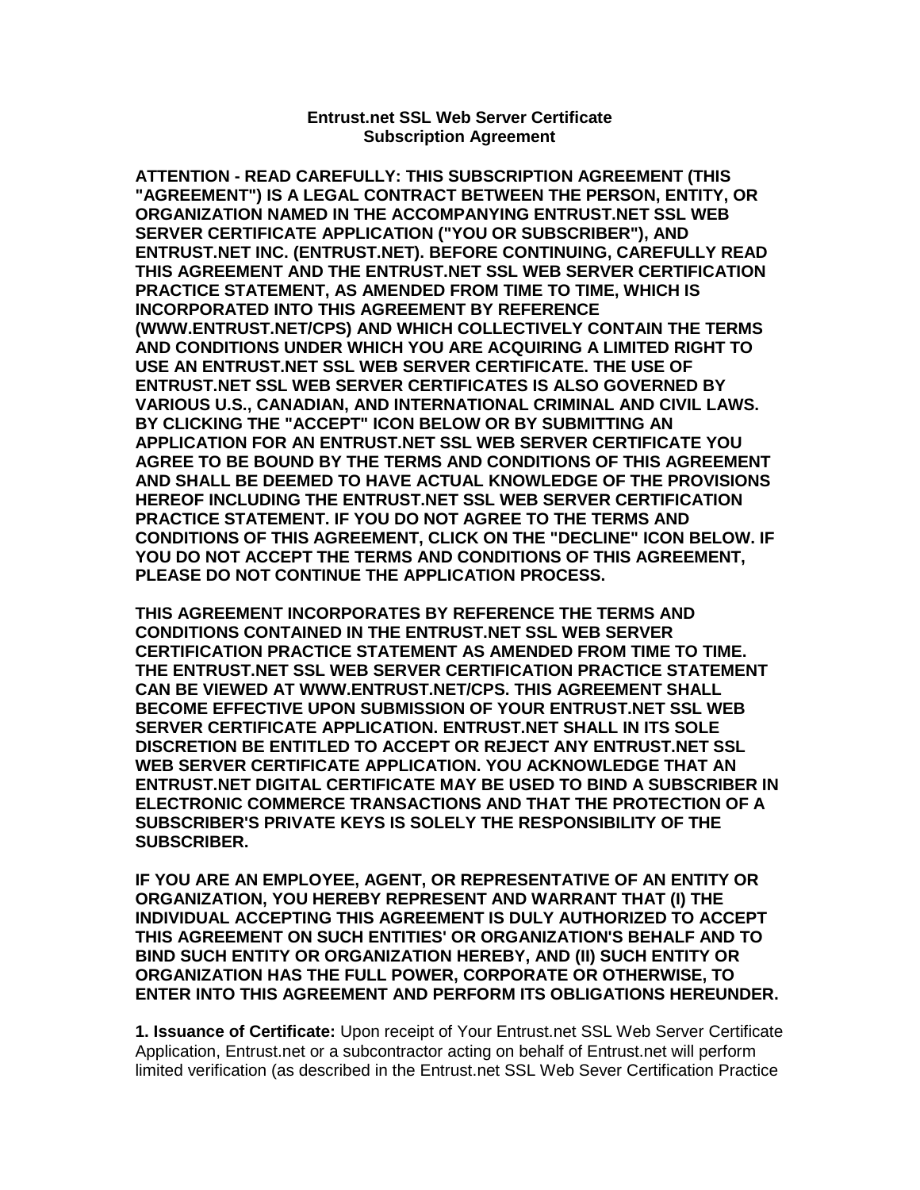# Entrust.net SSL Web Server Certificate Subscription Agreement

**ATTENTION - READ CAREFULLY: THIS SUBSCRIPTION AGREEMENT (THIS "AGREEMENT") IS A LEGAL CONTRACT BETWEEN THE PERSON, ENTITY, OR ORGANIZATION NAMED IN THE ACCOMPANYING ENTRUST.NET SSL WEB SERVER CERTIFICATE APPLICATION ("YOU OR SUBSCRIBER"), AND ENTRUST.NET INC. (ENTRUST.NET). BEFORE CONTINUING, CAREFULLY READ THIS AGREEMENT AND THE ENTRUST.NET SSL WEB SERVER CERTIFICATION PRACTICE STATEMENT, AS AMENDED FROM TIME TO TIME, WHICH IS INCORPORATED INTO THIS AGREEMENT BY REFERENCE (WWW.ENTRUST.NET/CPS) AND WHICH COLLECTIVELY CONTAIN THE TERMS AND CONDITIONS UNDER WHICH YOU ARE ACQUIRING A LIMITED RIGHT TO USE AN ENTRUST.NET SSL WEB SERVER CERTIFICATE. THE USE OF ENTRUST.NET SSL WEB SERVER CERTIFICATES IS ALSO GOVERNED BY VARIOUS U.S., CANADIAN, AND INTERNATIONAL CRIMINAL AND CIVIL LAWS. BY CLICKING THE "ACCEPT" ICON BELOW OR BY SUBMITTING AN APPLICATION FOR AN ENTRUST.NET SSL WEB SERVER CERTIFICATE YOU AGREE TO BE BOUND BY THE TERMS AND CONDITIONS OF THIS AGREEMENT AND SHALL BE DEEMED TO HAVE ACTUAL KNOWLEDGE OF THE PROVISIONS HEREOF INCLUDING THE ENTRUST.NET SSL WEB SERVER CERTIFICATION PRACTICE STATEMENT. IF YOU DO NOT AGREE TO THE TERMS AND CONDITIONS OF THIS AGREEMENT, CLICK ON THE "DECLINE" ICON BELOW. IF YOU DO NOT ACCEPT THE TERMS AND CONDITIONS OF THIS AGREEMENT, PLEASE DO NOT CONTINUE THE APPLICATION PROCESS.**

**THIS AGREEMENT INCORPORATES BY REFERENCE THE TERMS AND CONDITIONS CONTAINED IN THE ENTRUST.NET SSL WEB SERVER CERTIFICATION PRACTICE STATEMENT AS AMENDED FROM TIME TO TIME. THE ENTRUST.NET SSL WEB SERVER CERTIFICATION PRACTICE STATEMENT CAN BE VIEWED AT WWW.ENTRUST.NET/CPS. THIS AGREEMENT SHALL BECOME EFFECTIVE UPON SUBMISSION OF YOUR ENTRUST.NET SSL WEB SERVER CERTIFICATE APPLICATION. ENTRUST.NET SHALL IN ITS SOLE DISCRETION BE ENTITLED TO ACCEPT OR REJECT ANY ENTRUST.NET SSL WEB SERVER CERTIFICATE APPLICATION. YOU ACKNOWLEDGE THAT AN ENTRUST.NET DIGITAL CERTIFICATE MAY BE USED TO BIND A SUBSCRIBER IN ELECTRONIC COMMERCE TRANSACTIONS AND THAT THE PROTECTION OF A SUBSCRIBER'S PRIVATE KEYS IS SOLELY THE RESPONSIBILITY OF THE SUBSCRIBER.**

**IF YOU ARE AN EMPLOYEE, AGENT, OR REPRESENTATIVE OF AN ENTITY OR ORGANIZATION, YOU HEREBY REPRESENT AND WARRANT THAT (I) THE INDIVIDUAL ACCEPTING THIS AGREEMENT IS DULY AUTHORIZED TO ACCEPT THIS AGREEMENT ON SUCH ENTITIES' OR ORGANIZATION'S BEHALF AND TO BIND SUCH ENTITY OR ORGANIZATION HEREBY, AND (II) SUCH ENTITY OR ORGANIZATION HAS THE FULL POWER, CORPORATE OR OTHERWISE, TO ENTER INTO THIS AGREEMENT AND PERFORM ITS OBLIGATIONS HEREUNDER.**

**1. Issuance of Certificate:** Upon receipt of Your Entrust.net SSL Web Server Certificate Application, Entrust.net or a subcontractor acting on behalf of Entrust.net will perform limited verification (as described in the Entrust.net SSL Web Sever Certification Practice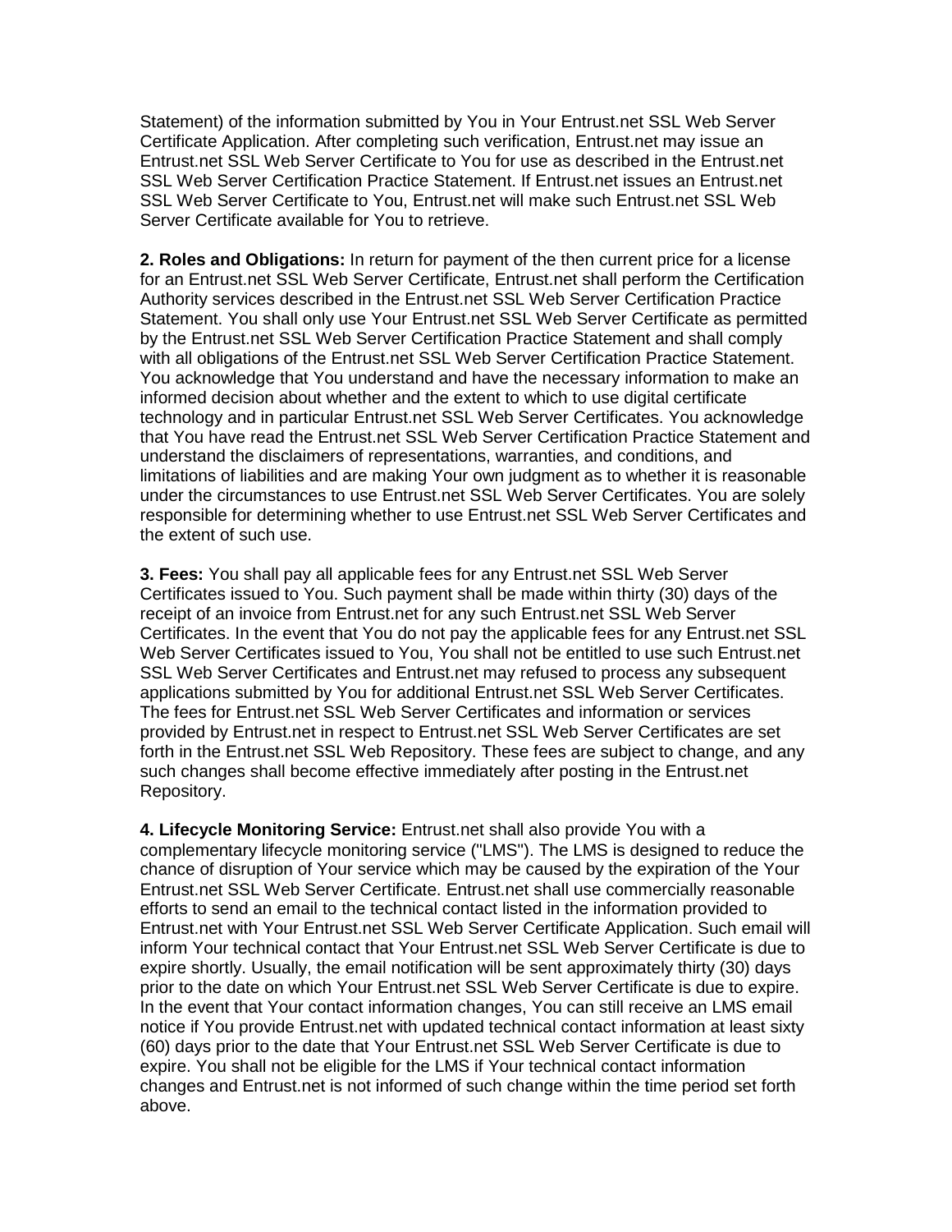Statement) of the information submitted by You in Your Entrust.net SSL Web Server Certificate Application. After completing such verification, Entrust.net may issue an Entrust.net SSL Web Server Certificate to You for use as described in the Entrust.net SSL Web Server Certification Practice Statement. If Entrust.net issues an Entrust.net SSL Web Server Certificate to You, Entrust.net will make such Entrust.net SSL Web Server Certificate available for You to retrieve.

**2. Roles and Obligations:** In return for payment of the then current price for a license for an Entrust.net SSL Web Server Certificate, Entrust.net shall perform the Certification Authority services described in the Entrust.net SSL Web Server Certification Practice Statement. You shall only use Your Entrust.net SSL Web Server Certificate as permitted by the Entrust.net SSL Web Server Certification Practice Statement and shall comply with all obligations of the Entrust.net SSL Web Server Certification Practice Statement. You acknowledge that You understand and have the necessary information to make an informed decision about whether and the extent to which to use digital certificate technology and in particular Entrust.net SSL Web Server Certificates. You acknowledge that You have read the Entrust.net SSL Web Server Certification Practice Statement and understand the disclaimers of representations, warranties, and conditions, and limitations of liabilities and are making Your own judgment as to whether it is reasonable under the circumstances to use Entrust.net SSL Web Server Certificates. You are solely responsible for determining whether to use Entrust.net SSL Web Server Certificates and the extent of such use.

**3. Fees:** You shall pay all applicable fees for any Entrust.net SSL Web Server Certificates issued to You. Such payment shall be made within thirty (30) days of the receipt of an invoice from Entrust.net for any such Entrust.net SSL Web Server Certificates. In the event that You do not pay the applicable fees for any Entrust.net SSL Web Server Certificates issued to You, You shall not be entitled to use such Entrust.net SSL Web Server Certificates and Entrust.net may refused to process any subsequent applications submitted by You for additional Entrust.net SSL Web Server Certificates. The fees for Entrust.net SSL Web Server Certificates and information or services provided by Entrust.net in respect to Entrust.net SSL Web Server Certificates are set forth in the Entrust.net SSL Web Repository. These fees are subject to change, and any such changes shall become effective immediately after posting in the Entrust.net Repository.

**4. Lifecycle Monitoring Service:** Entrust.net shall also provide You with a complementary lifecycle monitoring service ("LMS"). The LMS is designed to reduce the chance of disruption of Your service which may be caused by the expiration of the Your Entrust.net SSL Web Server Certificate. Entrust.net shall use commercially reasonable efforts to send an email to the technical contact listed in the information provided to Entrust.net with Your Entrust.net SSL Web Server Certificate Application. Such email will inform Your technical contact that Your Entrust.net SSL Web Server Certificate is due to expire shortly. Usually, the email notification will be sent approximately thirty (30) days prior to the date on which Your Entrust.net SSL Web Server Certificate is due to expire. In the event that Your contact information changes, You can still receive an LMS email notice if You provide Entrust.net with updated technical contact information at least sixty (60) days prior to the date that Your Entrust.net SSL Web Server Certificate is due to expire. You shall not be eligible for the LMS if Your technical contact information changes and Entrust.net is not informed of such change within the time period set forth above.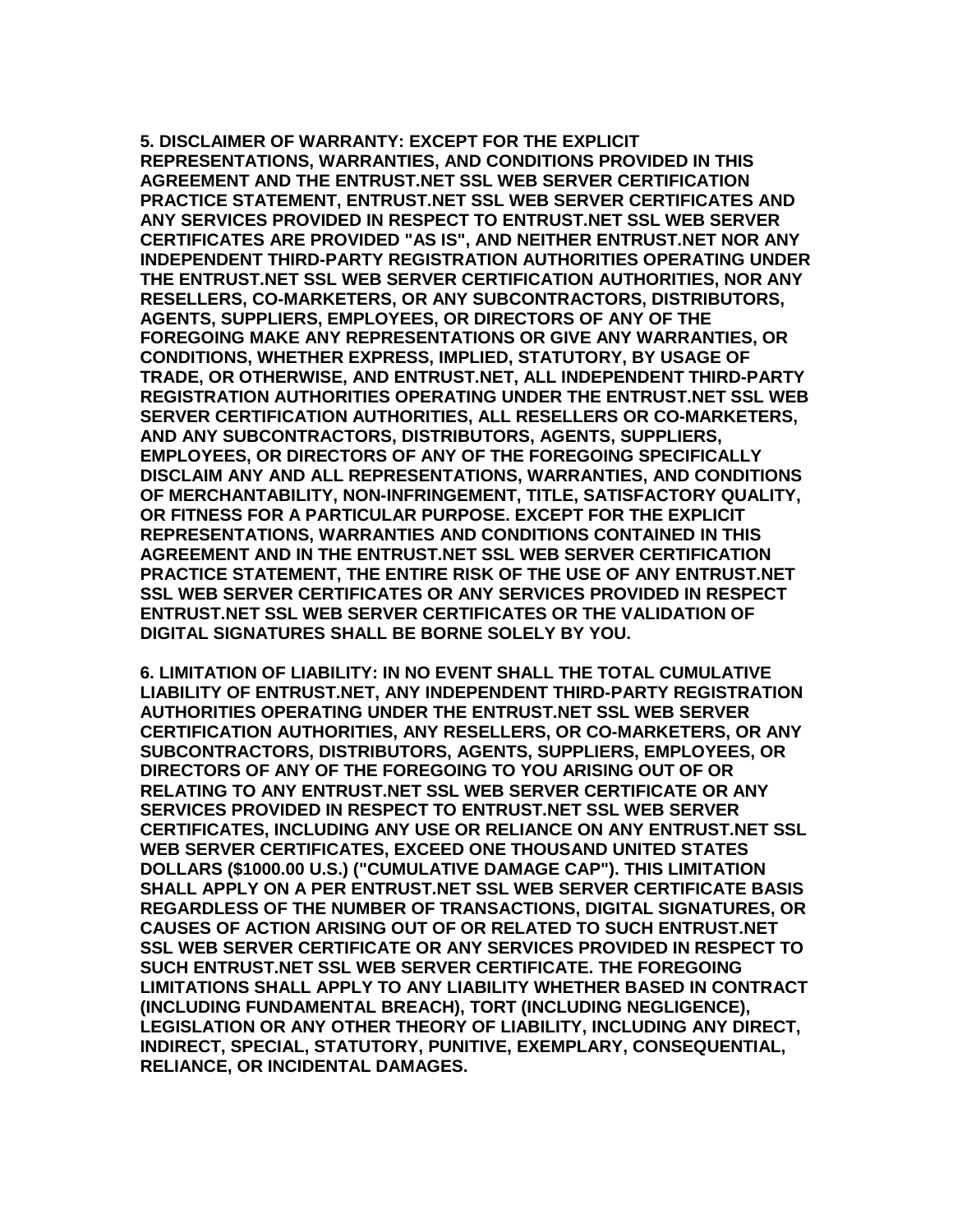**5. DISCLAIMER OF WARRANTY: EXCEPT FOR THE EXPLICIT REPRESENTATIONS, WARRANTIES, AND CONDITIONS PROVIDED IN THIS AGREEMENT AND THE ENTRUST.NET SSL WEB SERVER CERTIFICATION PRACTICE STATEMENT, ENTRUST.NET SSL WEB SERVER CERTIFICATES AND ANY SERVICES PROVIDED IN RESPECT TO ENTRUST.NET SSL WEB SERVER CERTIFICATES ARE PROVIDED "AS IS", AND NEITHER ENTRUST.NET NOR ANY INDEPENDENT THIRD-PARTY REGISTRATION AUTHORITIES OPERATING UNDER THE ENTRUST.NET SSL WEB SERVER CERTIFICATION AUTHORITIES, NOR ANY RESELLERS, CO-MARKETERS, OR ANY SUBCONTRACTORS, DISTRIBUTORS, AGENTS, SUPPLIERS, EMPLOYEES, OR DIRECTORS OF ANY OF THE FOREGOING MAKE ANY REPRESENTATIONS OR GIVE ANY WARRANTIES, OR CONDITIONS, WHETHER EXPRESS, IMPLIED, STATUTORY, BY USAGE OF TRADE, OR OTHERWISE, AND ENTRUST.NET, ALL INDEPENDENT THIRD-PARTY REGISTRATION AUTHORITIES OPERATING UNDER THE ENTRUST.NET SSL WEB SERVER CERTIFICATION AUTHORITIES, ALL RESELLERS OR CO-MARKETERS, AND ANY SUBCONTRACTORS, DISTRIBUTORS, AGENTS, SUPPLIERS, EMPLOYEES, OR DIRECTORS OF ANY OF THE FOREGOING SPECIFICALLY DISCLAIM ANY AND ALL REPRESENTATIONS, WARRANTIES, AND CONDITIONS OF MERCHANTABILITY, NON-INFRINGEMENT, TITLE, SATISFACTORY QUALITY, OR FITNESS FOR A PARTICULAR PURPOSE. EXCEPT FOR THE EXPLICIT REPRESENTATIONS, WARRANTIES AND CONDITIONS CONTAINED IN THIS AGREEMENT AND IN THE ENTRUST.NET SSL WEB SERVER CERTIFICATION PRACTICE STATEMENT, THE ENTIRE RISK OF THE USE OF ANY ENTRUST.NET SSL WEB SERVER CERTIFICATES OR ANY SERVICES PROVIDED IN RESPECT ENTRUST.NET SSL WEB SERVER CERTIFICATES OR THE VALIDATION OF DIGITAL SIGNATURES SHALL BE BORNE SOLELY BY YOU.**

**6. LIMITATION OF LIABILITY: IN NO EVENT SHALL THE TOTAL CUMULATIVE LIABILITY OF ENTRUST.NET, ANY INDEPENDENT THIRD-PARTY REGISTRATION AUTHORITIES OPERATING UNDER THE ENTRUST.NET SSL WEB SERVER CERTIFICATION AUTHORITIES, ANY RESELLERS, OR CO-MARKETERS, OR ANY SUBCONTRACTORS, DISTRIBUTORS, AGENTS, SUPPLIERS, EMPLOYEES, OR DIRECTORS OF ANY OF THE FOREGOING TO YOU ARISING OUT OF OR RELATING TO ANY ENTRUST.NET SSL WEB SERVER CERTIFICATE OR ANY SERVICES PROVIDED IN RESPECT TO ENTRUST.NET SSL WEB SERVER CERTIFICATES, INCLUDING ANY USE OR RELIANCE ON ANY ENTRUST.NET SSL WEB SERVER CERTIFICATES, EXCEED ONE THOUSAND UNITED STATES DOLLARS ($1000.00 U.S.) ("CUMULATIVE DAMAGE CAP"). THIS LIMITATION SHALL APPLY ON A PER ENTRUST.NET SSL WEB SERVER CERTIFICATE BASIS REGARDLESS OF THE NUMBER OF TRANSACTIONS, DIGITAL SIGNATURES, OR CAUSES OF ACTION ARISING OUT OF OR RELATED TO SUCH ENTRUST.NET SSL WEB SERVER CERTIFICATE OR ANY SERVICES PROVIDED IN RESPECT TO SUCH ENTRUST.NET SSL WEB SERVER CERTIFICATE. THE FOREGOING LIMITATIONS SHALL APPLY TO ANY LIABILITY WHETHER BASED IN CONTRACT (INCLUDING FUNDAMENTAL BREACH), TORT (INCLUDING NEGLIGENCE), LEGISLATION OR ANY OTHER THEORY OF LIABILITY, INCLUDING ANY DIRECT, INDIRECT, SPECIAL, STATUTORY, PUNITIVE, EXEMPLARY, CONSEQUENTIAL, RELIANCE, OR INCIDENTAL DAMAGES.**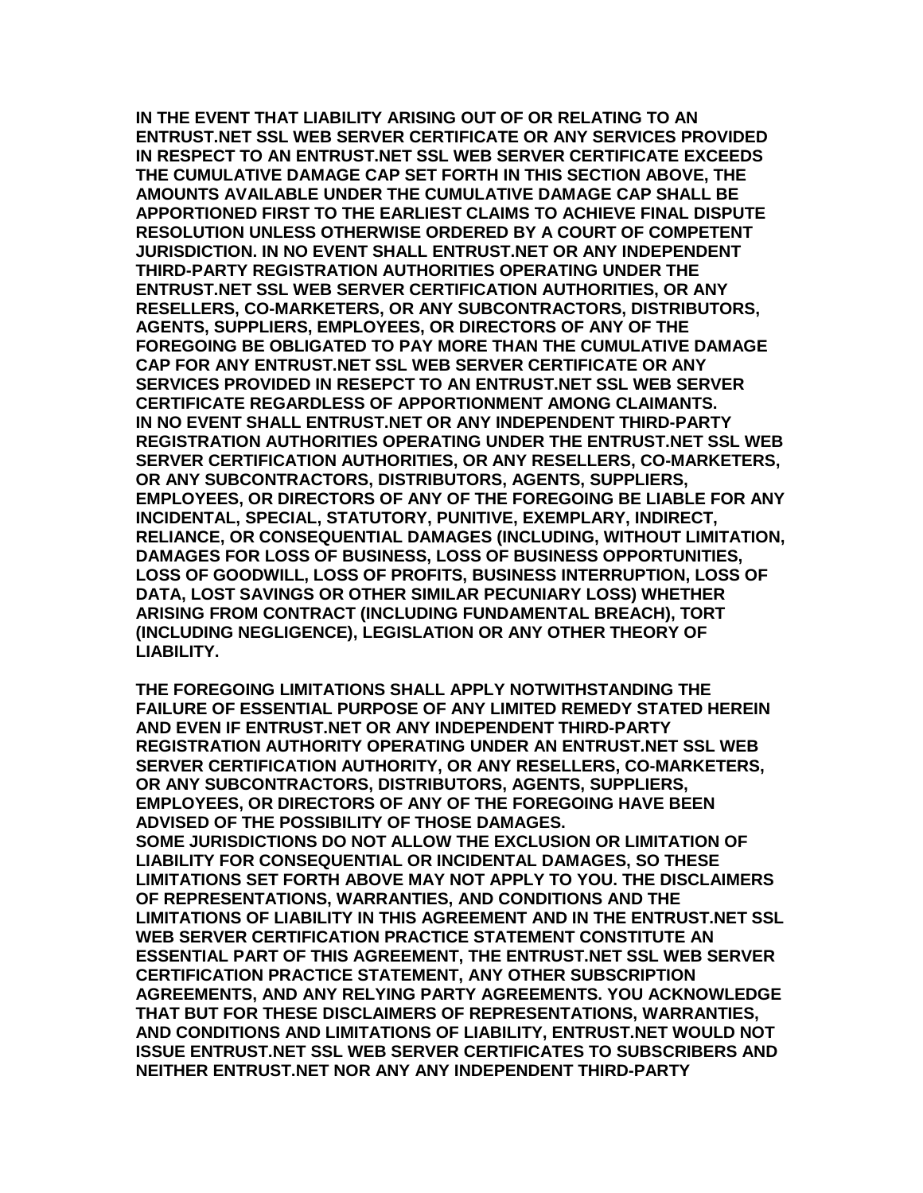**IN THE EVENT THAT LIABILITY ARISING OUT OF OR RELATING TO AN ENTRUST.NET SSL WEB SERVER CERTIFICATE OR ANY SERVICES PROVIDED IN RESPECT TO AN ENTRUST.NET SSL WEB SERVER CERTIFICATE EXCEEDS THE CUMULATIVE DAMAGE CAP SET FORTH IN THIS SECTION ABOVE, THE AMOUNTS AVAILABLE UNDER THE CUMULATIVE DAMAGE CAP SHALL BE APPORTIONED FIRST TO THE EARLIEST CLAIMS TO ACHIEVE FINAL DISPUTE RESOLUTION UNLESS OTHERWISE ORDERED BY A COURT OF COMPETENT JURISDICTION. IN NO EVENT SHALL ENTRUST.NET OR ANY INDEPENDENT THIRD-PARTY REGISTRATION AUTHORITIES OPERATING UNDER THE ENTRUST.NET SSL WEB SERVER CERTIFICATION AUTHORITIES, OR ANY RESELLERS, CO-MARKETERS, OR ANY SUBCONTRACTORS, DISTRIBUTORS, AGENTS, SUPPLIERS, EMPLOYEES, OR DIRECTORS OF ANY OF THE FOREGOING BE OBLIGATED TO PAY MORE THAN THE CUMULATIVE DAMAGE CAP FOR ANY ENTRUST.NET SSL WEB SERVER CERTIFICATE OR ANY SERVICES PROVIDED IN RESEPCT TO AN ENTRUST.NET SSL WEB SERVER CERTIFICATE REGARDLESS OF APPORTIONMENT AMONG CLAIMANTS. IN NO EVENT SHALL ENTRUST.NET OR ANY INDEPENDENT THIRD-PARTY REGISTRATION AUTHORITIES OPERATING UNDER THE ENTRUST.NET SSL WEB SERVER CERTIFICATION AUTHORITIES, OR ANY RESELLERS, CO-MARKETERS, OR ANY SUBCONTRACTORS, DISTRIBUTORS, AGENTS, SUPPLIERS, EMPLOYEES, OR DIRECTORS OF ANY OF THE FOREGOING BE LIABLE FOR ANY INCIDENTAL, SPECIAL, STATUTORY, PUNITIVE, EXEMPLARY, INDIRECT, RELIANCE, OR CONSEQUENTIAL DAMAGES (INCLUDING, WITHOUT LIMITATION, DAMAGES FOR LOSS OF BUSINESS, LOSS OF BUSINESS OPPORTUNITIES, LOSS OF GOODWILL, LOSS OF PROFITS, BUSINESS INTERRUPTION, LOSS OF DATA, LOST SAVINGS OR OTHER SIMILAR PECUNIARY LOSS) WHETHER ARISING FROM CONTRACT (INCLUDING FUNDAMENTAL BREACH), TORT (INCLUDING NEGLIGENCE), LEGISLATION OR ANY OTHER THEORY OF LIABILITY.**

**THE FOREGOING LIMITATIONS SHALL APPLY NOTWITHSTANDING THE FAILURE OF ESSENTIAL PURPOSE OF ANY LIMITED REMEDY STATED HEREIN AND EVEN IF ENTRUST.NET OR ANY INDEPENDENT THIRD-PARTY REGISTRATION AUTHORITY OPERATING UNDER AN ENTRUST.NET SSL WEB SERVER CERTIFICATION AUTHORITY, OR ANY RESELLERS, CO-MARKETERS, OR ANY SUBCONTRACTORS, DISTRIBUTORS, AGENTS, SUPPLIERS, EMPLOYEES, OR DIRECTORS OF ANY OF THE FOREGOING HAVE BEEN ADVISED OF THE POSSIBILITY OF THOSE DAMAGES. SOME JURISDICTIONS DO NOT ALLOW THE EXCLUSION OR LIMITATION OF LIABILITY FOR CONSEQUENTIAL OR INCIDENTAL DAMAGES, SO THESE LIMITATIONS SET FORTH ABOVE MAY NOT APPLY TO YOU. THE DISCLAIMERS OF REPRESENTATIONS, WARRANTIES, AND CONDITIONS AND THE LIMITATIONS OF LIABILITY IN THIS AGREEMENT AND IN THE ENTRUST.NET SSL WEB SERVER CERTIFICATION PRACTICE STATEMENT CONSTITUTE AN ESSENTIAL PART OF THIS AGREEMENT, THE ENTRUST.NET SSL WEB SERVER CERTIFICATION PRACTICE STATEMENT, ANY OTHER SUBSCRIPTION AGREEMENTS, AND ANY RELYING PARTY AGREEMENTS. YOU ACKNOWLEDGE THAT BUT FOR THESE DISCLAIMERS OF REPRESENTATIONS, WARRANTIES, AND CONDITIONS AND LIMITATIONS OF LIABILITY, ENTRUST.NET WOULD NOT ISSUE ENTRUST.NET SSL WEB SERVER CERTIFICATES TO SUBSCRIBERS AND NEITHER ENTRUST.NET NOR ANY ANY INDEPENDENT THIRD-PARTY**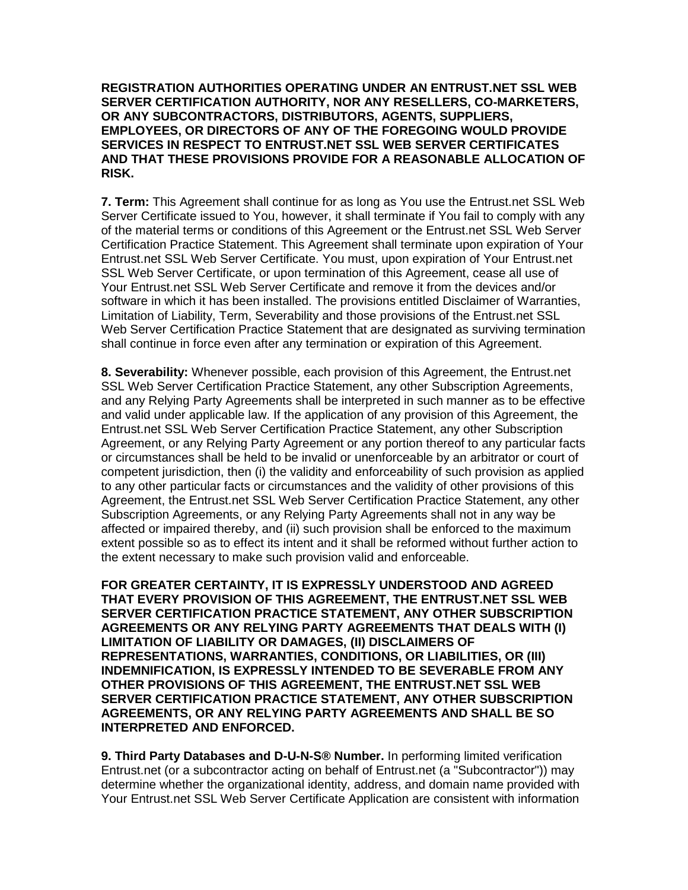**REGISTRATION AUTHORITIES OPERATING UNDER AN ENTRUST.NET SSL WEB SERVER CERTIFICATION AUTHORITY, NOR ANY RESELLERS, CO-MARKETERS, OR ANY SUBCONTRACTORS, DISTRIBUTORS, AGENTS, SUPPLIERS, EMPLOYEES, OR DIRECTORS OF ANY OF THE FOREGOING WOULD PROVIDE SERVICES IN RESPECT TO ENTRUST.NET SSL WEB SERVER CERTIFICATES AND THAT THESE PROVISIONS PROVIDE FOR A REASONABLE ALLOCATION OF RISK.**

**7. Term:** This Agreement shall continue for as long as You use the Entrust.net SSL Web Server Certificate issued to You, however, it shall terminate if You fail to comply with any of the material terms or conditions of this Agreement or the Entrust.net SSL Web Server Certification Practice Statement. This Agreement shall terminate upon expiration of Your Entrust.net SSL Web Server Certificate. You must, upon expiration of Your Entrust.net SSL Web Server Certificate, or upon termination of this Agreement, cease all use of Your Entrust.net SSL Web Server Certificate and remove it from the devices and/or software in which it has been installed. The provisions entitled Disclaimer of Warranties, Limitation of Liability, Term, Severability and those provisions of the Entrust.net SSL Web Server Certification Practice Statement that are designated as surviving termination shall continue in force even after any termination or expiration of this Agreement.

**8. Severability:** Whenever possible, each provision of this Agreement, the Entrust.net SSL Web Server Certification Practice Statement, any other Subscription Agreements, and any Relying Party Agreements shall be interpreted in such manner as to be effective and valid under applicable law. If the application of any provision of this Agreement, the Entrust.net SSL Web Server Certification Practice Statement, any other Subscription Agreement, or any Relying Party Agreement or any portion thereof to any particular facts or circumstances shall be held to be invalid or unenforceable by an arbitrator or court of competent jurisdiction, then (i) the validity and enforceability of such provision as applied to any other particular facts or circumstances and the validity of other provisions of this Agreement, the Entrust.net SSL Web Server Certification Practice Statement, any other Subscription Agreements, or any Relying Party Agreements shall not in any way be affected or impaired thereby, and (ii) such provision shall be enforced to the maximum extent possible so as to effect its intent and it shall be reformed without further action to the extent necessary to make such provision valid and enforceable.

**FOR GREATER CERTAINTY, IT IS EXPRESSLY UNDERSTOOD AND AGREED THAT EVERY PROVISION OF THIS AGREEMENT, THE ENTRUST.NET SSL WEB SERVER CERTIFICATION PRACTICE STATEMENT, ANY OTHER SUBSCRIPTION AGREEMENTS OR ANY RELYING PARTY AGREEMENTS THAT DEALS WITH (I) LIMITATION OF LIABILITY OR DAMAGES, (II) DISCLAIMERS OF REPRESENTATIONS, WARRANTIES, CONDITIONS, OR LIABILITIES, OR (III) INDEMNIFICATION, IS EXPRESSLY INTENDED TO BE SEVERABLE FROM ANY OTHER PROVISIONS OF THIS AGREEMENT, THE ENTRUST.NET SSL WEB SERVER CERTIFICATION PRACTICE STATEMENT, ANY OTHER SUBSCRIPTION AGREEMENTS, OR ANY RELYING PARTY AGREEMENTS AND SHALL BE SO INTERPRETED AND ENFORCED.**

**9. Third Party Databases and D-U-N-S® Number.** In performing limited verification Entrust.net (or a subcontractor acting on behalf of Entrust.net (a "Subcontractor")) may determine whether the organizational identity, address, and domain name provided with Your Entrust.net SSL Web Server Certificate Application are consistent with information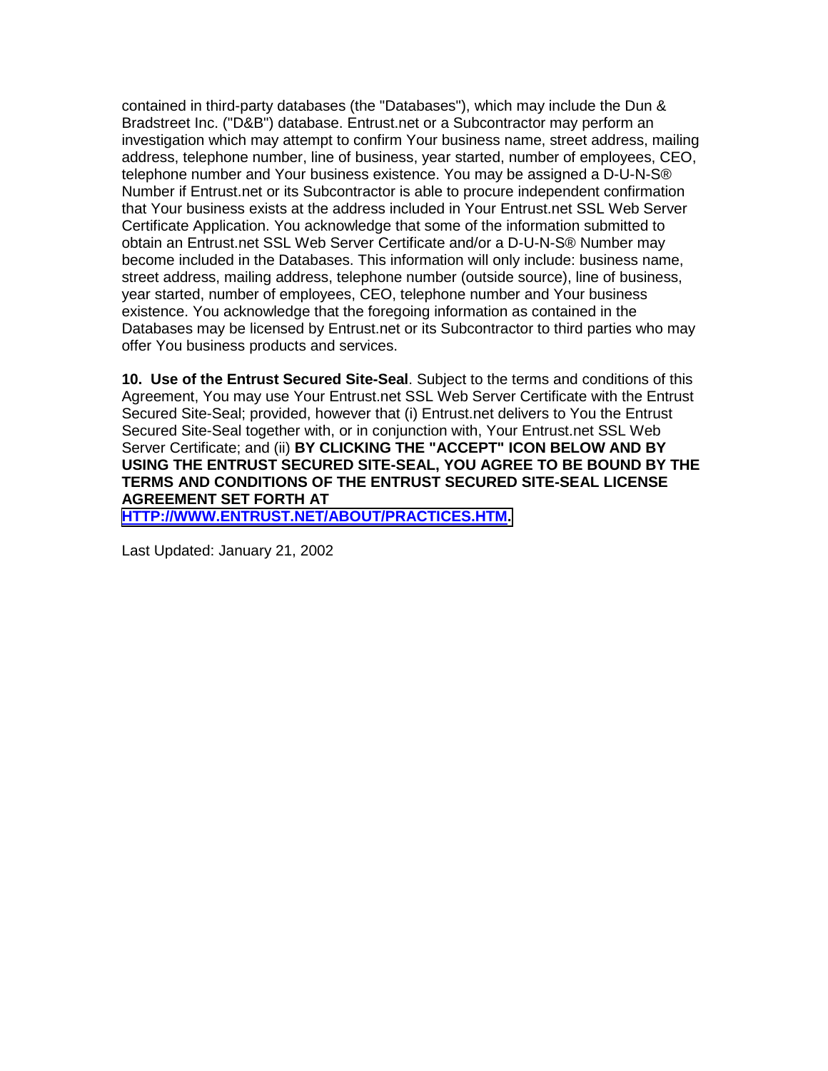contained in third-party databases (the "Databases"), which may include the Dun & Bradstreet Inc. ("D&B") database. Entrust.net or a Subcontractor may perform an investigation which may attempt to confirm Your business name, street address, mailing address, telephone number, line of business, year started, number of employees, CEO, telephone number and Your business existence. You may be assigned a D-U-N-S® Number if Entrust.net or its Subcontractor is able to procure independent confirmation that Your business exists at the address included in Your Entrust.net SSL Web Server Certificate Application. You acknowledge that some of the information submitted to obtain an Entrust.net SSL Web Server Certificate and/or a D-U-N-S® Number may become included in the Databases. This information will only include: business name, street address, mailing address, telephone number (outside source), line of business, year started, number of employees, CEO, telephone number and Your business existence. You acknowledge that the foregoing information as contained in the Databases may be licensed by Entrust.net or its Subcontractor to third parties who may offer You business products and services.

**10. Use of the Entrust Secured Site-Seal**. Subject to the terms and conditions of this Agreement, You may use Your Entrust.net SSL Web Server Certificate with the Entrust Secured Site-Seal; provided, however that (i) Entrust.net delivers to You the Entrust Secured Site-Seal together with, or in conjunction with, Your Entrust.net SSL Web Server Certificate; and (ii) **BY CLICKING THE "ACCEPT" ICON BELOW AND BY USING THE ENTRUST SECURED SITE-SEAL, YOU AGREE TO BE BOUND BY THE TERMS AND CONDITIONS OF THE ENTRUST SECURED SITE-SEAL LICENSE AGREEMENT SET FORTH AT [HTTP://WWW.ENTRUST.NET/ABOUT/PRACTICES.HTM](HTTP://WWW.ENTRUST.NET/ABOUT/PRACTICES.HTM).**

Last Updated: January 21, 2002